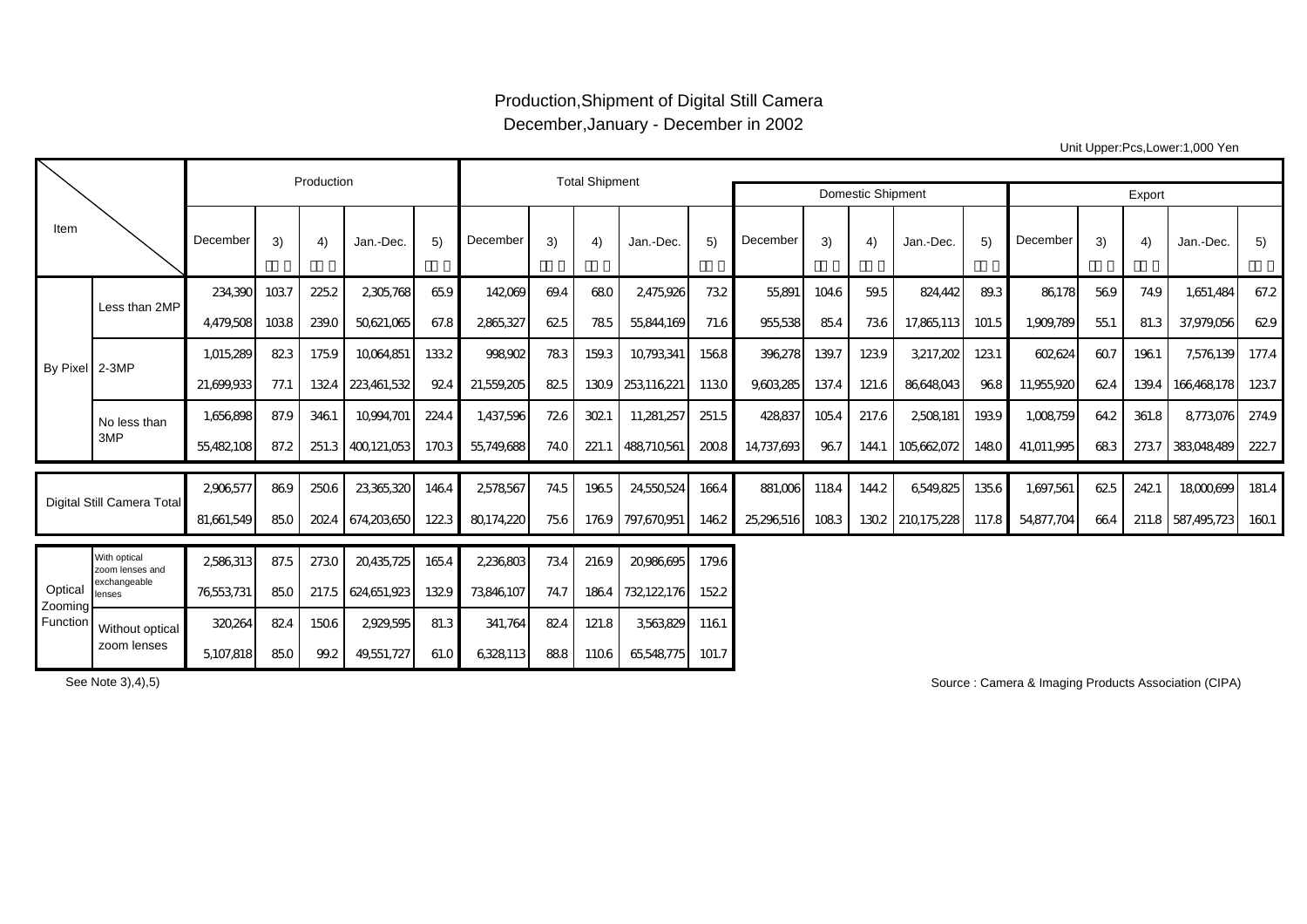# Production,Shipment of Digital Still Camera
## December,January - December in 2002

Unit Upper:Pcs,Lower:1,000 Yen

| Item | | Production | | | | | Total Shipment | | | | | Domestic Shipment | | | | | Export | | | | |
|---|---|---|---|---|---|---|---|---|---|---|---|---|---|---|---|---|---|---|---|---|---|
| | | December | 3) | 4) | Jan.-Dec. | 5) | December | 3) | 4) | Jan.-Dec. | 5) | December | 3) | 4) | Jan.-Dec. | 5) | December | 3) | 4) | Jan.-Dec. | 5) |
| By Pixel | Less than 2MP | 234,390 | 103.7 | 225.2 | 2,305,768 | 65.9 | 142,069 | 69.4 | 68.0 | 2,475,926 | 73.2 | 55,891 | 104.6 | 59.5 | 824,442 | 89.3 | 86,178 | 56.9 | 74.9 | 1,651,484 | 67.2 |
| | | 4,479,508 | 103.8 | 239.0 | 50,621,065 | 67.8 | 2,865,327 | 62.5 | 78.5 | 55,844,169 | 71.6 | 955,538 | 85.4 | 73.6 | 17,865,113 | 101.5 | 1,909,789 | 55.1 | 81.3 | 37,979,056 | 62.9 |
| | 2-3MP | 1,015,289 | 82.3 | 175.9 | 10,064,851 | 133.2 | 998,902 | 78.3 | 159.3 | 10,793,341 | 156.8 | 396,278 | 139.7 | 123.9 | 3,217,202 | 123.1 | 602,624 | 60.7 | 196.1 | 7,576,139 | 177.4 |
| | | 21,699,933 | 77.1 | 132.4 | 223,461,532 | 92.4 | 21,559,205 | 82.5 | 130.9 | 253,116,221 | 113.0 | 9,603,285 | 137.4 | 121.6 | 86,648,043 | 96.8 | 11,955,920 | 62.4 | 139.4 | 166,468,178 | 123.7 |
| | No less than 3MP | 1,656,898 | 87.9 | 346.1 | 10,994,701 | 224.4 | 1,437,596 | 72.6 | 302.1 | 11,281,257 | 251.5 | 428,837 | 105.4 | 217.6 | 2,508,181 | 193.9 | 1,008,759 | 64.2 | 361.8 | 8,773,076 | 274.9 |
| | | 55,482,108 | 87.2 | 251.3 | 400,121,053 | 170.3 | 55,749,688 | 74.0 | 221.1 | 488,710,561 | 200.8 | 14,737,693 | 96.7 | 144.1 | 105,662,072 | 148.0 | 41,011,995 | 68.3 | 273.7 | 383,048,489 | 222.7 |
| Digital Still Camera Total | | 2,906,577 | 86.9 | 250.6 | 23,365,320 | 146.4 | 2,578,567 | 74.5 | 196.5 | 24,550,524 | 166.4 | 881,006 | 118.4 | 144.2 | 6,549,825 | 135.6 | 1,697,561 | 62.5 | 242.1 | 18,000,699 | 181.4 |
| | | 81,661,549 | 85.0 | 202.4 | 674,203,650 | 122.3 | 80,174,220 | 75.6 | 176.9 | 797,670,951 | 146.2 | 25,296,516 | 108.3 | 130.2 | 210,175,228 | 117.8 | 54,877,704 | 66.4 | 211.8 | 587,495,723 | 160.1 |
| Optical Zooming Function | With optical zoom lenses and exchangeable lenses | 2,586,313 | 87.5 | 273.0 | 20,435,725 | 165.4 | 2,236,803 | 73.4 | 216.9 | 20,986,695 | 179.6 | | | | | | | | | | |
| | | 76,553,731 | 85.0 | 217.5 | 624,651,923 | 132.9 | 73,846,107 | 74.7 | 186.4 | 732,122,176 | 152.2 | | | | | | | | | | |
| | Without optical zoom lenses | 320,264 | 82.4 | 150.6 | 2,929,595 | 81.3 | 341,764 | 82.4 | 121.8 | 3,563,829 | 116.1 | | | | | | | | | | |
| | | 5,107,818 | 85.0 | 99.2 | 49,551,727 | 61.0 | 6,328,113 | 88.8 | 110.6 | 65,548,775 | 101.7 | | | | | | | | | | |

See Note 3),4),5)

Source : Camera & Imaging Products Association (CIPA)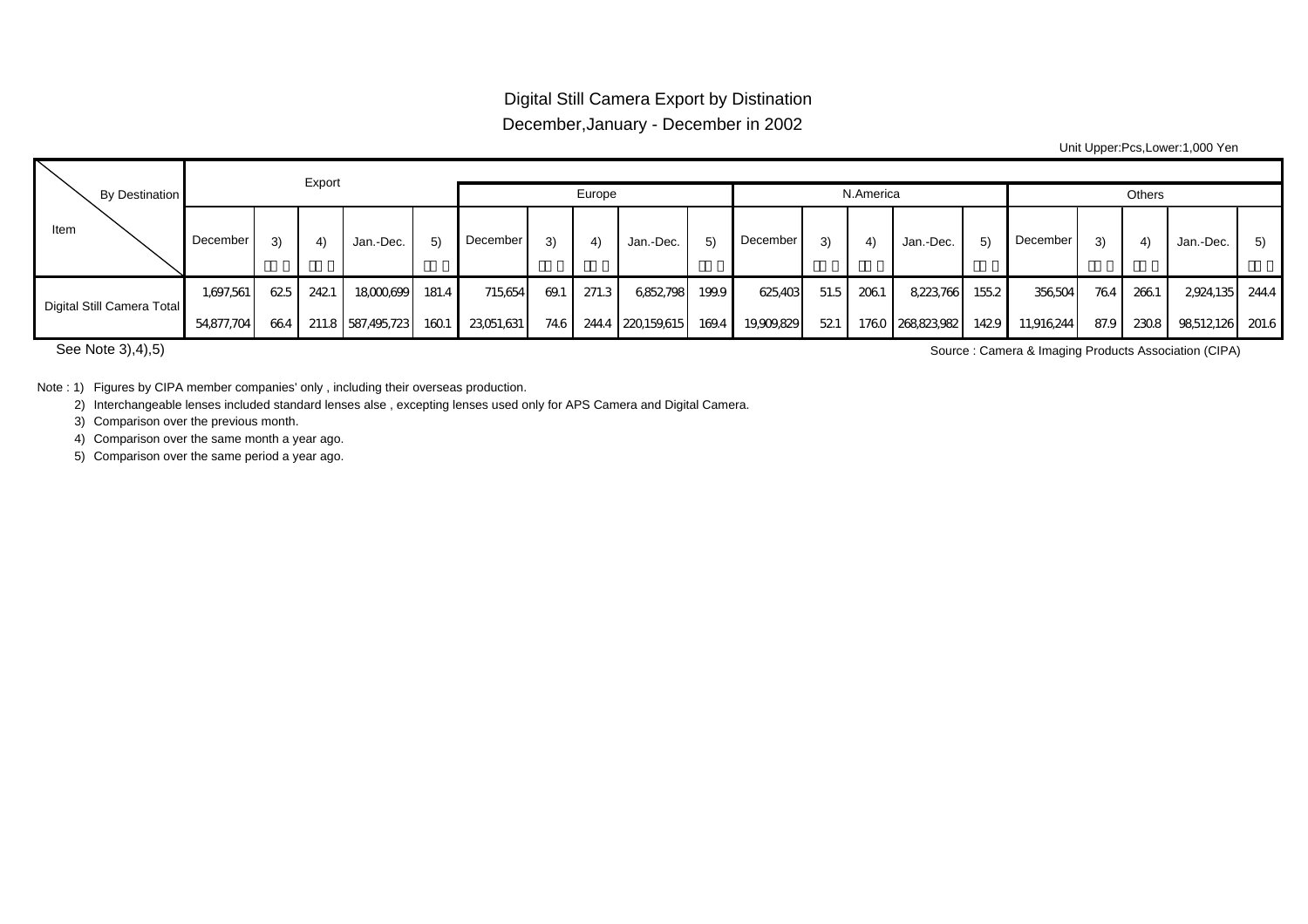# Digital Still Camera Export by Distination

## December,January - December in 2002

Unit Upper:Pcs,Lower:1,000 Yen

| By Destination / Item | Export | | | | | Europe | | | | | N.America | | | | | Others | | | | |
|---|---|---|---|---|---|---|---|---|---|---|---|---|---|---|---|---|---|---|---|---|
| | December | 3) | 4) | Jan.-Dec. | 5) | December | 3) | 4) | Jan.-Dec. | 5) | December | 3) | 4) | Jan.-Dec. | 5) | December | 3) | 4) | Jan.-Dec. | 5) |
| Digital Still Camera Total | 1,697,561 | 62.5 | 242.1 | 18,000,699 | 181.4 | 715,654 | 69.1 | 271.3 | 6,852,798 | 199.9 | 625,403 | 51.5 | 206.1 | 8,223,766 | 155.2 | 356,504 | 76.4 | 266.1 | 2,924,135 | 244.4 |
| | 54,877,704 | 66.4 | 211.8 | 587,495,723 | 160.1 | 23,051,631 | 74.6 | 244.4 | 220,159,615 | 169.4 | 19,909,829 | 52.1 | 176.0 | 268,823,982 | 142.9 | 11,916,244 | 87.9 | 230.8 | 98,512,126 | 201.6 |

See Note 3),4),5)

Source : Camera & Imaging Products Association (CIPA)

Note : 1) Figures by CIPA member companies' only , including their overseas production.

2) Interchangeable lenses included standard lenses alse , excepting lenses used only for APS Camera and Digital Camera.

3) Comparison over the previous month.

4) Comparison over the same month a year ago.

5) Comparison over the same period a year ago.